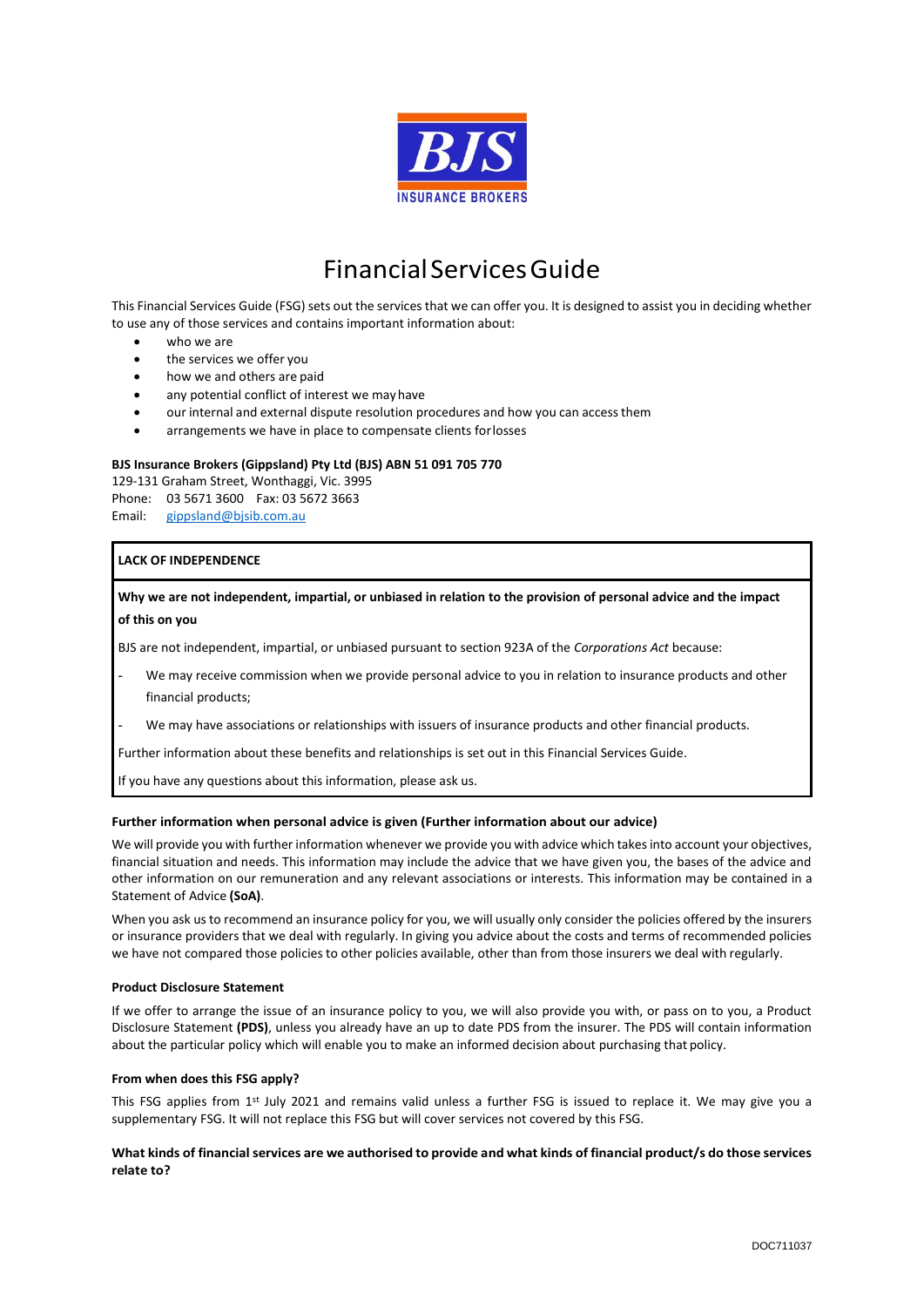# Financial Services Guide

This Financial Services Guide (FSG) sets out the services that we can offer you. It is designed to assist you in deciding whether to use any of those services and contains important information about:

- who we are
- the services we offer you
- how we and others are paid
- any potential conflict of interest we may have
- our internal and external dispute resolution procedures and how you can access them
- arrangements we have in place to compensate clients for losses

**BJS Insurance Brokers (Gippsland) Pty Ltd (BJS) ABN 51 091 705 770**
129-131 Graham Street, Wonthaggi, Vic. 3995
Phone: 03 5671 3600 Fax: 03 5672 3663
Email: gippsland@bjsib.com.au

**LACK OF INDEPENDENCE**

**Why we are not independent, impartial, or unbiased in relation to the provision of personal advice and the impact of this on you**

BJS are not independent, impartial, or unbiased pursuant to section 923A of the *Corporations Act* because:

- We may receive commission when we provide personal advice to you in relation to insurance products and other financial products;
- We may have associations or relationships with issuers of insurance products and other financial products.

Further information about these benefits and relationships is set out in this Financial Services Guide.

If you have any questions about this information, please ask us.

#### Further information when personal advice is given (Further information about our advice)

We will provide you with further information whenever we provide you with advice which takes into account your objectives, financial situation and needs. This information may include the advice that we have given you, the bases of the advice and other information on our remuneration and any relevant associations or interests. This information may be contained in a Statement of Advice **(SoA)**.

When you ask us to recommend an insurance policy for you, we will usually only consider the policies offered by the insurers or insurance providers that we deal with regularly. In giving you advice about the costs and terms of recommended policies we have not compared those policies to other policies available, other than from those insurers we deal with regularly.

#### Product Disclosure Statement

If we offer to arrange the issue of an insurance policy to you, we will also provide you with, or pass on to you, a Product Disclosure Statement **(PDS)**, unless you already have an up to date PDS from the insurer. The PDS will contain information about the particular policy which will enable you to make an informed decision about purchasing that policy.

#### From when does this FSG apply?

This FSG applies from 1st July 2021 and remains valid unless a further FSG is issued to replace it. We may give you a supplementary FSG. It will not replace this FSG but will cover services not covered by this FSG.

#### What kinds of financial services are we authorised to provide and what kinds of financial product/s do those services relate to?

DOC711037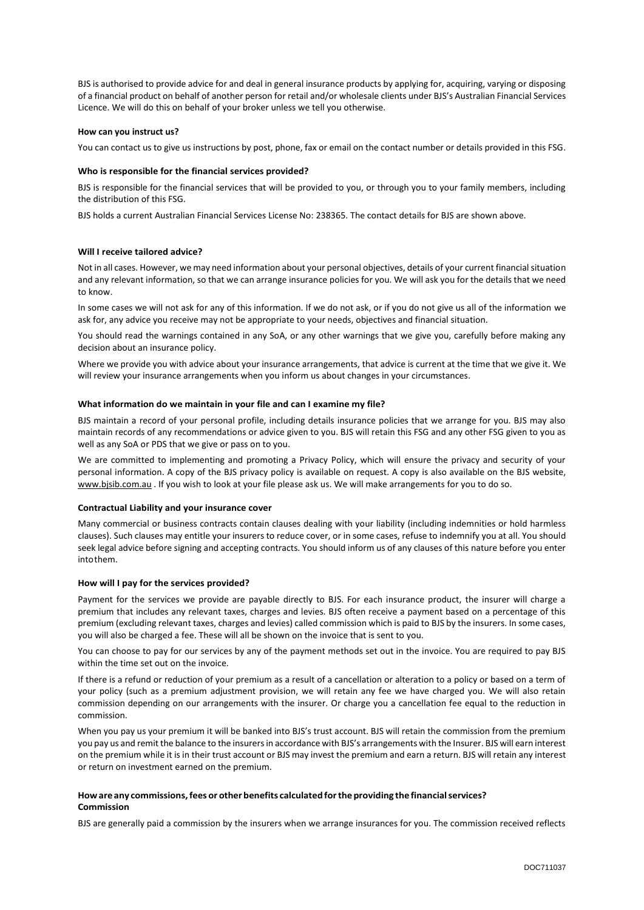BJS is authorised to provide advice for and deal in general insurance products by applying for, acquiring, varying or disposing of a financial product on behalf of another person for retail and/or wholesale clients under BJS's Australian Financial Services Licence. We will do this on behalf of your broker unless we tell you otherwise.

**How can you instruct us?**

You can contact us to give us instructions by post, phone, fax or email on the contact number or details provided in this FSG.

**Who is responsible for the financial services provided?**

BJS is responsible for the financial services that will be provided to you, or through you to your family members, including the distribution of this FSG.

BJS holds a current Australian Financial Services License No: 238365. The contact details for BJS are shown above.

**Will I receive tailored advice?**

Not in all cases. However, we may need information about your personal objectives, details of your current financial situation and any relevant information, so that we can arrange insurance policies for you. We will ask you for the details that we need to know.

In some cases we will not ask for any of this information. If we do not ask, or if you do not give us all of the information we ask for, any advice you receive may not be appropriate to your needs, objectives and financial situation.

You should read the warnings contained in any SoA, or any other warnings that we give you, carefully before making any decision about an insurance policy.

Where we provide you with advice about your insurance arrangements, that advice is current at the time that we give it. We will review your insurance arrangements when you inform us about changes in your circumstances.

**What information do we maintain in your file and can I examine my file?**

BJS maintain a record of your personal profile, including details insurance policies that we arrange for you. BJS may also maintain records of any recommendations or advice given to you. BJS will retain this FSG and any other FSG given to you as well as any SoA or PDS that we give or pass on to you.

We are committed to implementing and promoting a Privacy Policy, which will ensure the privacy and security of your personal information. A copy of the BJS privacy policy is available on request. A copy is also available on the BJS website, www.bjsib.com.au . If you wish to look at your file please ask us. We will make arrangements for you to do so.

**Contractual Liability and your insurance cover**

Many commercial or business contracts contain clauses dealing with your liability (including indemnities or hold harmless clauses). Such clauses may entitle your insurers to reduce cover, or in some cases, refuse to indemnify you at all. You should seek legal advice before signing and accepting contracts. You should inform us of any clauses of this nature before you enter intothem.

**How will I pay for the services provided?**

Payment for the services we provide are payable directly to BJS. For each insurance product, the insurer will charge a premium that includes any relevant taxes, charges and levies. BJS often receive a payment based on a percentage of this premium (excluding relevant taxes, charges and levies) called commission which is paid to BJS by the insurers. In some cases, you will also be charged a fee. These will all be shown on the invoice that is sent to you.

You can choose to pay for our services by any of the payment methods set out in the invoice. You are required to pay BJS within the time set out on the invoice.

If there is a refund or reduction of your premium as a result of a cancellation or alteration to a policy or based on a term of your policy (such as a premium adjustment provision, we will retain any fee we have charged you. We will also retain commission depending on our arrangements with the insurer. Or charge you a cancellation fee equal to the reduction in commission.

When you pay us your premium it will be banked into BJS's trust account. BJS will retain the commission from the premium you pay us and remit the balance to the insurers in accordance with BJS's arrangements with the Insurer. BJS will earn interest on the premium while it is in their trust account or BJS may invest the premium and earn a return. BJS will retain any interest or return on investment earned on the premium.

**How are any commissions, fees or other benefits calculated for the providing the financial services?**
**Commission**

BJS are generally paid a commission by the insurers when we arrange insurances for you. The commission received reflects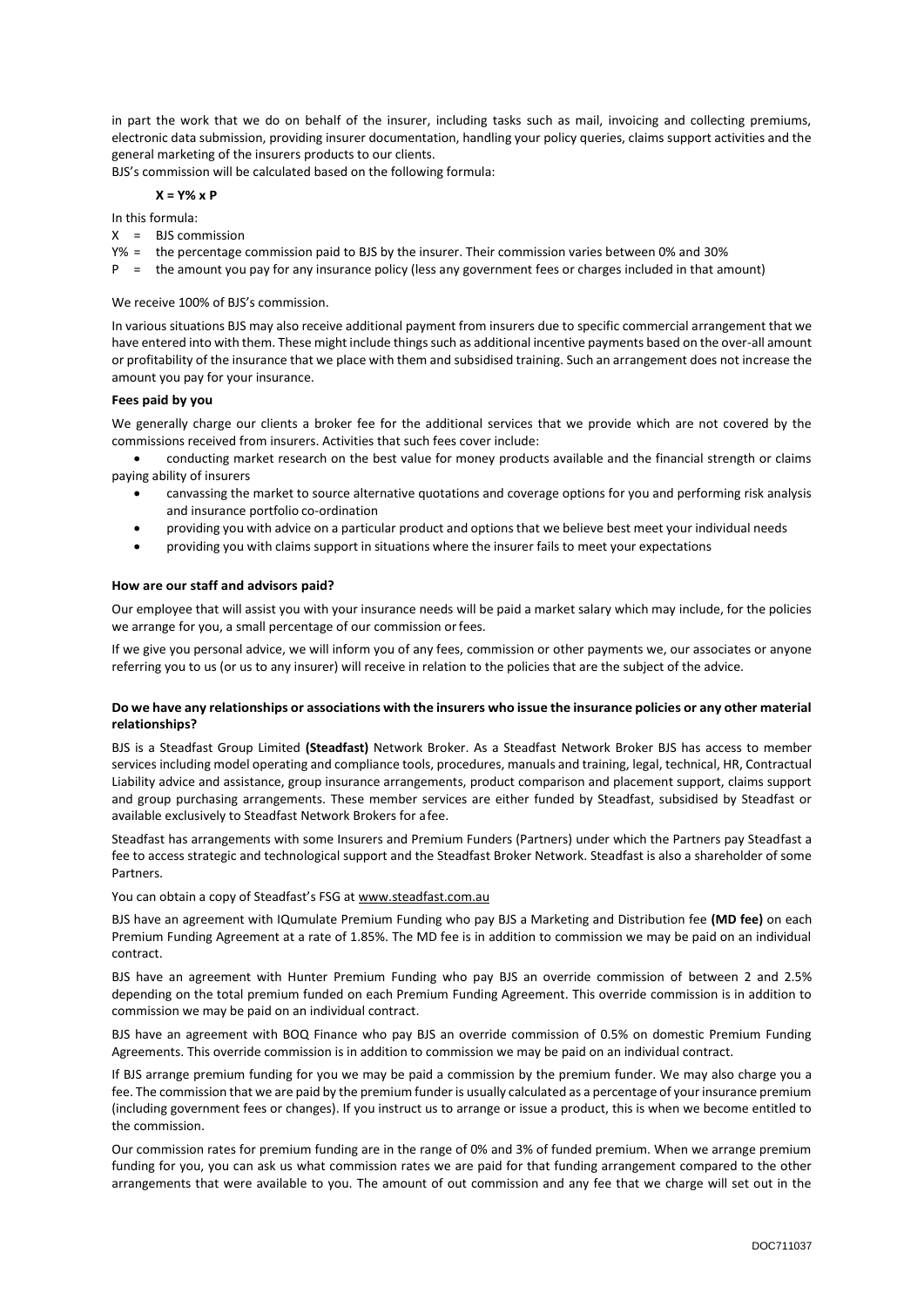in part the work that we do on behalf of the insurer, including tasks such as mail, invoicing and collecting premiums, electronic data submission, providing insurer documentation, handling your policy queries, claims support activities and the general marketing of the insurers products to our clients.

BJS's commission will be calculated based on the following formula:

**X = Y% x P**

In this formula:

X = BJS commission

Y% = the percentage commission paid to BJS by the insurer. Their commission varies between 0% and 30%

P = the amount you pay for any insurance policy (less any government fees or charges included in that amount)

We receive 100% of BJS's commission.

In various situations BJS may also receive additional payment from insurers due to specific commercial arrangement that we have entered into with them. These might include things such as additional incentive payments based on the over-all amount or profitability of the insurance that we place with them and subsidised training. Such an arrangement does not increase the amount you pay for your insurance.

**Fees paid by you**

We generally charge our clients a broker fee for the additional services that we provide which are not covered by the commissions received from insurers. Activities that such fees cover include:

- conducting market research on the best value for money products available and the financial strength or claims paying ability of insurers
- canvassing the market to source alternative quotations and coverage options for you and performing risk analysis and insurance portfolio co-ordination
- providing you with advice on a particular product and options that we believe best meet your individual needs
- providing you with claims support in situations where the insurer fails to meet your expectations

**How are our staff and advisors paid?**

Our employee that will assist you with your insurance needs will be paid a market salary which may include, for the policies we arrange for you, a small percentage of our commission or fees.

If we give you personal advice, we will inform you of any fees, commission or other payments we, our associates or anyone referring you to us (or us to any insurer) will receive in relation to the policies that are the subject of the advice.

**Do we have any relationships or associations with the insurers who issue the insurance policies or any other material relationships?**

BJS is a Steadfast Group Limited **(Steadfast)** Network Broker. As a Steadfast Network Broker BJS has access to member services including model operating and compliance tools, procedures, manuals and training, legal, technical, HR, Contractual Liability advice and assistance, group insurance arrangements, product comparison and placement support, claims support and group purchasing arrangements. These member services are either funded by Steadfast, subsidised by Steadfast or available exclusively to Steadfast Network Brokers for a fee.

Steadfast has arrangements with some Insurers and Premium Funders (Partners) under which the Partners pay Steadfast a fee to access strategic and technological support and the Steadfast Broker Network. Steadfast is also a shareholder of some Partners.

You can obtain a copy of Steadfast's FSG at www.steadfast.com.au

BJS have an agreement with IQumulate Premium Funding who pay BJS a Marketing and Distribution fee **(MD fee)** on each Premium Funding Agreement at a rate of 1.85%. The MD fee is in addition to commission we may be paid on an individual contract.

BJS have an agreement with Hunter Premium Funding who pay BJS an override commission of between 2 and 2.5% depending on the total premium funded on each Premium Funding Agreement. This override commission is in addition to commission we may be paid on an individual contract.

BJS have an agreement with BOQ Finance who pay BJS an override commission of 0.5% on domestic Premium Funding Agreements. This override commission is in addition to commission we may be paid on an individual contract.

If BJS arrange premium funding for you we may be paid a commission by the premium funder. We may also charge you a fee. The commission that we are paid by the premium funder is usually calculated as a percentage of your insurance premium (including government fees or changes). If you instruct us to arrange or issue a product, this is when we become entitled to the commission.

Our commission rates for premium funding are in the range of 0% and 3% of funded premium. When we arrange premium funding for you, you can ask us what commission rates we are paid for that funding arrangement compared to the other arrangements that were available to you. The amount of out commission and any fee that we charge will set out in the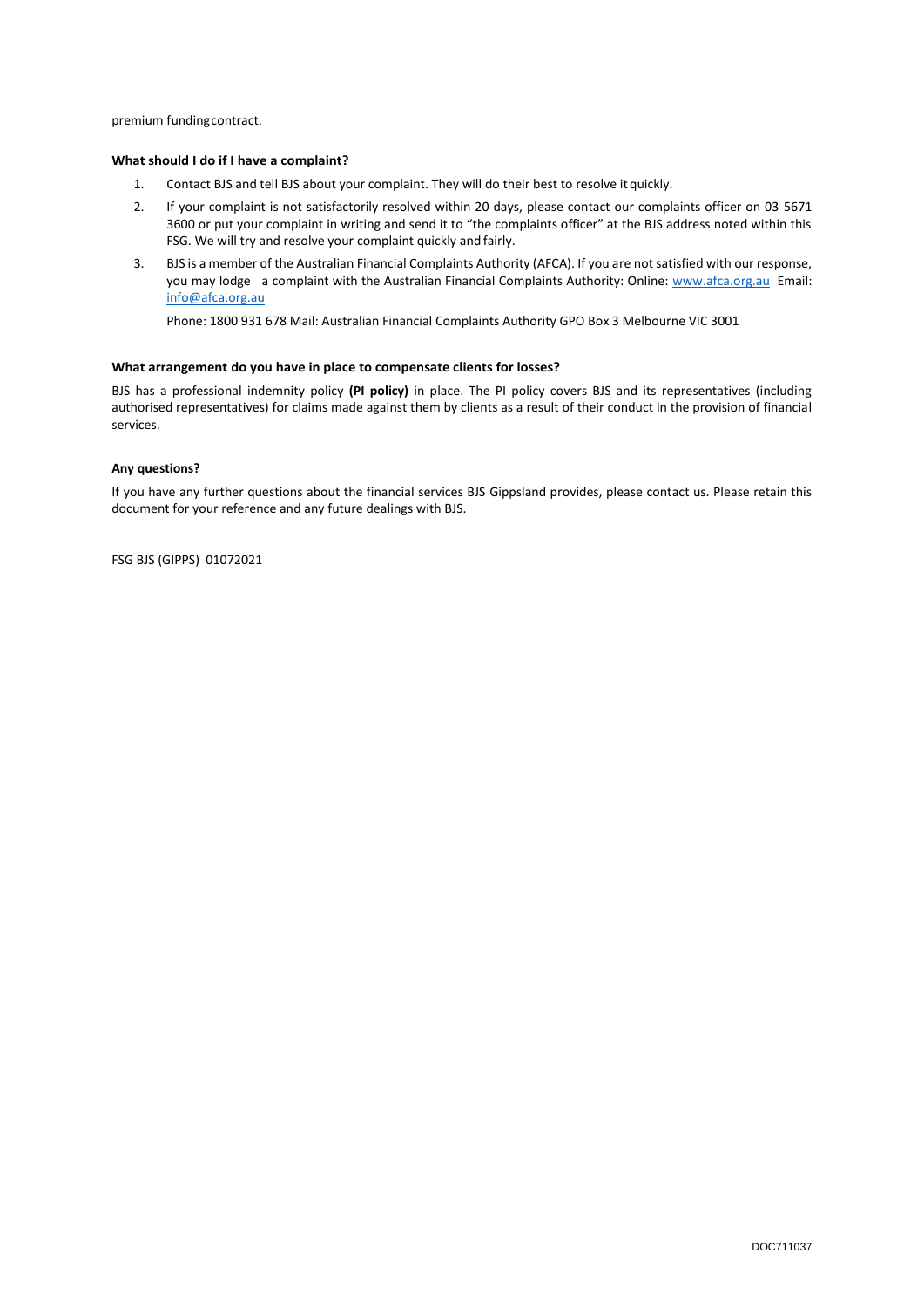premium funding contract.

**What should I do if I have a complaint?**

1. Contact BJS and tell BJS about your complaint. They will do their best to resolve it quickly.
2. If your complaint is not satisfactorily resolved within 20 days, please contact our complaints officer on 03 5671 3600 or put your complaint in writing and send it to "the complaints officer" at the BJS address noted within this FSG. We will try and resolve your complaint quickly and fairly.
3. BJS is a member of the Australian Financial Complaints Authority (AFCA). If you are not satisfied with our response, you may lodge a complaint with the Australian Financial Complaints Authority: Online: www.afca.org.au Email: info@afca.org.au

   Phone: 1800 931 678 Mail: Australian Financial Complaints Authority GPO Box 3 Melbourne VIC 3001

**What arrangement do you have in place to compensate clients for losses?**

BJS has a professional indemnity policy **(PI policy)** in place. The PI policy covers BJS and its representatives (including authorised representatives) for claims made against them by clients as a result of their conduct in the provision of financial services.

**Any questions?**

If you have any further questions about the financial services BJS Gippsland provides, please contact us. Please retain this document for your reference and any future dealings with BJS.

FSG BJS (GIPPS) 01072021

DOC711037